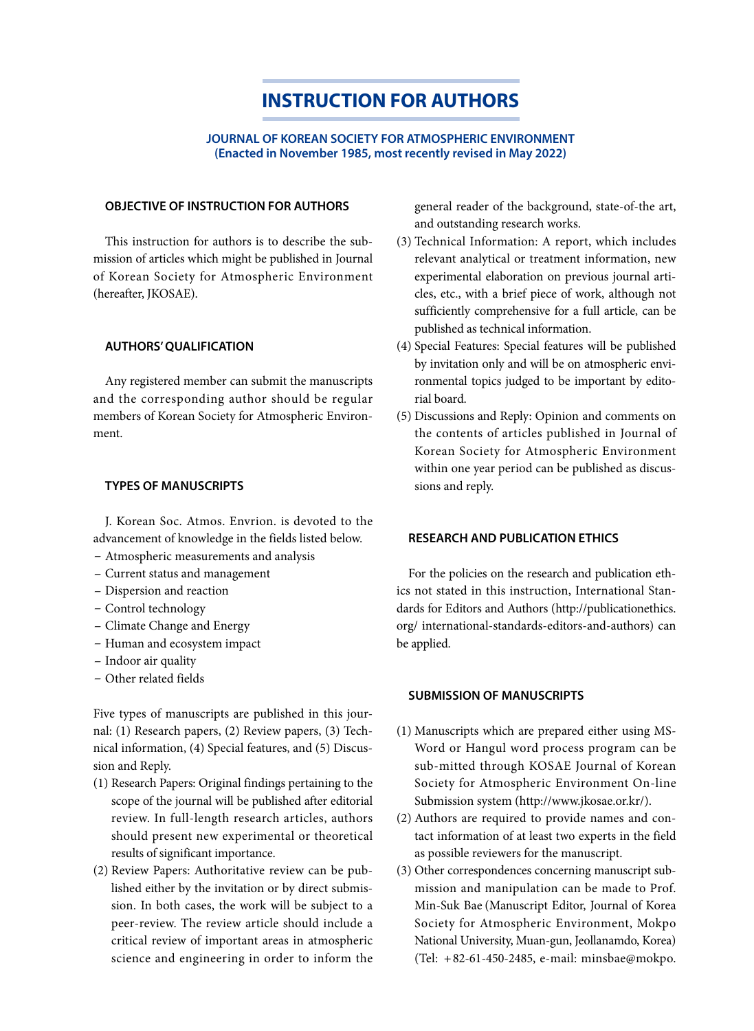# INSTRUCTION FOR AUTHORS

**JOURNAL OF KOREAN SOCIETY FOR ATMOSPHERIC ENVIRONMENT**
**(Enacted in November 1985, most recently revised in May 2022)**

## OBJECTIVE OF INSTRUCTION FOR AUTHORS

This instruction for authors is to describe the submission of articles which might be published in Journal of Korean Society for Atmospheric Environment (hereafter, JKOSAE).

## AUTHORS' QUALIFICATION

Any registered member can submit the manuscripts and the corresponding author should be regular members of Korean Society for Atmospheric Environment.

## TYPES OF MANUSCRIPTS

J. Korean Soc. Atmos. Envrion. is devoted to the advancement of knowledge in the fields listed below.

- Atmospheric measurements and analysis
- Current status and management
- Dispersion and reaction
- Control technology
- Climate Change and Energy
- Human and ecosystem impact
- Indoor air quality
- Other related fields

Five types of manuscripts are published in this journal: (1) Research papers, (2) Review papers, (3) Technical information, (4) Special features, and (5) Discussion and Reply.

(1) Research Papers: Original findings pertaining to the scope of the journal will be published after editorial review. In full-length research articles, authors should present new experimental or theoretical results of significant importance.
(2) Review Papers: Authoritative review can be published either by the invitation or by direct submission. In both cases, the work will be subject to a peer-review. The review article should include a critical review of important areas in atmospheric science and engineering in order to inform the general reader of the background, state-of-the art, and outstanding research works.
(3) Technical Information: A report, which includes relevant analytical or treatment information, new experimental elaboration on previous journal articles, etc., with a brief piece of work, although not sufficiently comprehensive for a full article, can be published as technical information.
(4) Special Features: Special features will be published by invitation only and will be on atmospheric environmental topics judged to be important by editorial board.
(5) Discussions and Reply: Opinion and comments on the contents of articles published in Journal of Korean Society for Atmospheric Environment within one year period can be published as discussions and reply.

## RESEARCH AND PUBLICATION ETHICS

For the policies on the research and publication ethics not stated in this instruction, International Standards for Editors and Authors (http://publicationethics.org/ international-standards-editors-and-authors) can be applied.

## SUBMISSION OF MANUSCRIPTS

(1) Manuscripts which are prepared either using MS-Word or Hangul word process program can be sub-mitted through KOSAE Journal of Korean Society for Atmospheric Environment On-line Submission system (http://www.jkosae.or.kr/).
(2) Authors are required to provide names and contact information of at least two experts in the field as possible reviewers for the manuscript.
(3) Other correspondences concerning manuscript submission and manipulation can be made to Prof. Min-Suk Bae (Manuscript Editor, Journal of Korea Society for Atmospheric Environment, Mokpo National University, Muan-gun, Jeollanamdo, Korea) (Tel: +82-61-450-2485, e-mail: minsbae@mokpo.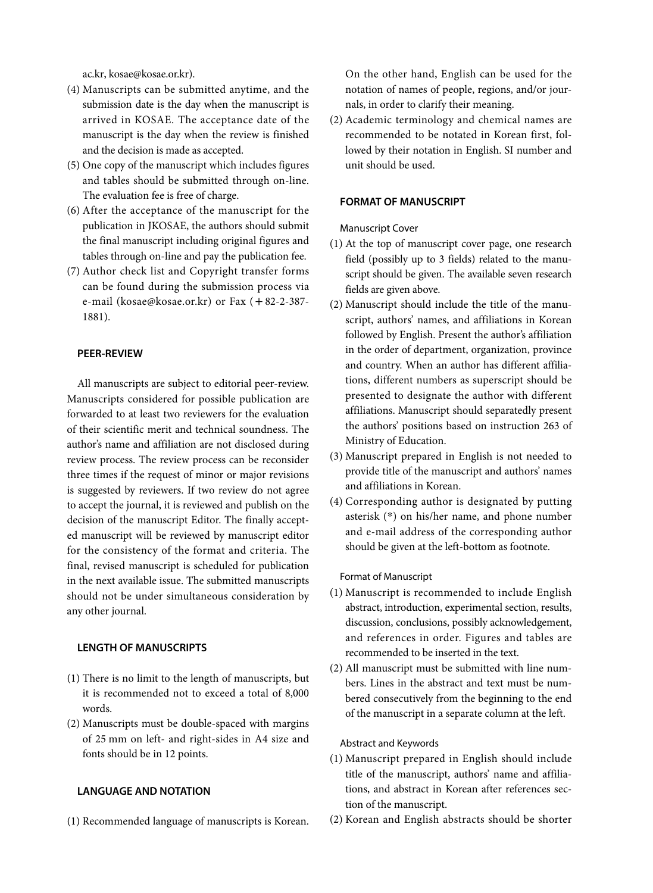ac.kr, kosae@kosae.or.kr).

(4) Manuscripts can be submitted anytime, and the submission date is the day when the manuscript is arrived in KOSAE. The acceptance date of the manuscript is the day when the review is finished and the decision is made as accepted.

(5) One copy of the manuscript which includes figures and tables should be submitted through on-line. The evaluation fee is free of charge.

(6) After the acceptance of the manuscript for the publication in JKOSAE, the authors should submit the final manuscript including original figures and tables through on-line and pay the publication fee.

(7) Author check list and Copyright transfer forms can be found during the submission process via e-mail (kosae@kosae.or.kr) or Fax (+82-2-387-1881).

## PEER-REVIEW

All manuscripts are subject to editorial peer-review. Manuscripts considered for possible publication are forwarded to at least two reviewers for the evaluation of their scientific merit and technical soundness. The author's name and affiliation are not disclosed during review process. The review process can be reconsider three times if the request of minor or major revisions is suggested by reviewers. If two review do not agree to accept the journal, it is reviewed and publish on the decision of the manuscript Editor. The finally accepted manuscript will be reviewed by manuscript editor for the consistency of the format and criteria. The final, revised manuscript is scheduled for publication in the next available issue. The submitted manuscripts should not be under simultaneous consideration by any other journal.

## LENGTH OF MANUSCRIPTS

(1) There is no limit to the length of manuscripts, but it is recommended not to exceed a total of 8,000 words.

(2) Manuscripts must be double-spaced with margins of 25 mm on left- and right-sides in A4 size and fonts should be in 12 points.

## LANGUAGE AND NOTATION

(1) Recommended language of manuscripts is Korean. On the other hand, English can be used for the notation of names of people, regions, and/or journals, in order to clarify their meaning.

(2) Academic terminology and chemical names are recommended to be notated in Korean first, followed by their notation in English. SI number and unit should be used.

## FORMAT OF MANUSCRIPT

### Manuscript Cover

(1) At the top of manuscript cover page, one research field (possibly up to 3 fields) related to the manuscript should be given. The available seven research fields are given above.

(2) Manuscript should include the title of the manuscript, authors' names, and affiliations in Korean followed by English. Present the author's affiliation in the order of department, organization, province and country. When an author has different affiliations, different numbers as superscript should be presented to designate the author with different affiliations. Manuscript should separatedly present the authors' positions based on instruction 263 of Ministry of Education.

(3) Manuscript prepared in English is not needed to provide title of the manuscript and authors' names and affiliations in Korean.

(4) Corresponding author is designated by putting asterisk (*) on his/her name, and phone number and e-mail address of the corresponding author should be given at the left-bottom as footnote.

### Format of Manuscript

(1) Manuscript is recommended to include English abstract, introduction, experimental section, results, discussion, conclusions, possibly acknowledgement, and references in order. Figures and tables are recommended to be inserted in the text.

(2) All manuscript must be submitted with line numbers. Lines in the abstract and text must be numbered consecutively from the beginning to the end of the manuscript in a separate column at the left.

### Abstract and Keywords

(1) Manuscript prepared in English should include title of the manuscript, authors' name and affiliations, and abstract in Korean after references section of the manuscript.

(2) Korean and English abstracts should be shorter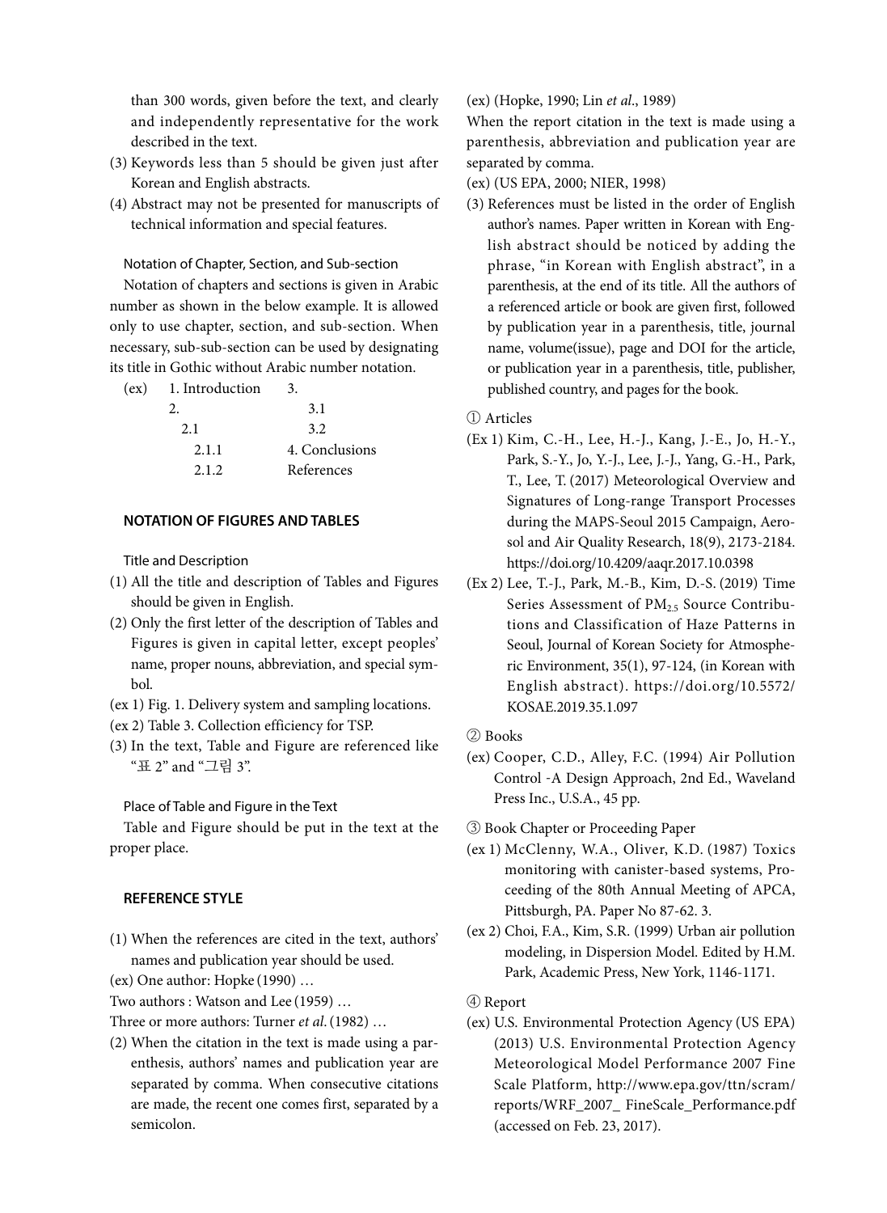than 300 words, given before the text, and clearly and independently representative for the work described in the text.

(3) Keywords less than 5 should be given just after Korean and English abstracts.

(4) Abstract may not be presented for manuscripts of technical information and special features.

### Notation of Chapter, Section, and Sub-section

Notation of chapters and sections is given in Arabic number as shown in the below example. It is allowed only to use chapter, section, and sub-section. When necessary, sub-sub-section can be used by designating its title in Gothic without Arabic number notation.

(ex) 1. Introduction
 2.
  2.1
   2.1.1
   2.1.2
 3.
  3.1
  3.2
 4. Conclusions
 References

## NOTATION OF FIGURES AND TABLES

### Title and Description

(1) All the title and description of Tables and Figures should be given in English.

(2) Only the first letter of the description of Tables and Figures is given in capital letter, except peoples' name, proper nouns, abbreviation, and special symbol.

(ex 1) Fig. 1. Delivery system and sampling locations.

(ex 2) Table 3. Collection efficiency for TSP.

(3) In the text, Table and Figure are referenced like "표 2" and "그림 3".

### Place of Table and Figure in the Text

Table and Figure should be put in the text at the proper place.

## REFERENCE STYLE

(1) When the references are cited in the text, authors' names and publication year should be used.

(ex) One author: Hopke (1990) …

Two authors : Watson and Lee (1959) …

Three or more authors: Turner *et al.* (1982) …

(2) When the citation in the text is made using a parenthesis, authors' names and publication year are separated by comma. When consecutive citations are made, the recent one comes first, separated by a semicolon.

(ex) (Hopke, 1990; Lin *et al*., 1989)

When the report citation in the text is made using a parenthesis, abbreviation and publication year are separated by comma.

(ex) (US EPA, 2000; NIER, 1998)

(3) References must be listed in the order of English author's names. Paper written in Korean with English abstract should be noticed by adding the phrase, "in Korean with English abstract", in a parenthesis, at the end of its title. All the authors of a referenced article or book are given first, followed by publication year in a parenthesis, title, journal name, volume(issue), page and DOI for the article, or publication year in a parenthesis, title, publisher, published country, and pages for the book.

① Articles

(Ex 1) Kim, C.-H., Lee, H.-J., Kang, J.-E., Jo, H.-Y., Park, S.-Y., Jo, Y.-J., Lee, J.-J., Yang, G.-H., Park, T., Lee, T. (2017) Meteorological Overview and Signatures of Long-range Transport Processes during the MAPS-Seoul 2015 Campaign, Aerosol and Air Quality Research, 18(9), 2173-2184. https://doi.org/10.4209/aaqr.2017.10.0398

(Ex 2) Lee, T.-J., Park, M.-B., Kim, D.-S. (2019) Time Series Assessment of $PM_{2.5}$ Source Contributions and Classification of Haze Patterns in Seoul, Journal of Korean Society for Atmospheric Environment, 35(1), 97-124, (in Korean with English abstract). https://doi.org/10.5572/KOSAE.2019.35.1.097

② Books

(ex) Cooper, C.D., Alley, F.C. (1994) Air Pollution Control -A Design Approach, 2nd Ed., Waveland Press Inc., U.S.A., 45 pp.

③ Book Chapter or Proceeding Paper

(ex 1) McClenny, W.A., Oliver, K.D. (1987) Toxics monitoring with canister-based systems, Proceeding of the 80th Annual Meeting of APCA, Pittsburgh, PA. Paper No 87-62. 3.

(ex 2) Choi, F.A., Kim, S.R. (1999) Urban air pollution modeling, in Dispersion Model. Edited by H.M. Park, Academic Press, New York, 1146-1171.

④ Report

(ex) U.S. Environmental Protection Agency (US EPA) (2013) U.S. Environmental Protection Agency Meteorological Model Performance 2007 Fine Scale Platform, http://www.epa.gov/ttn/scram/reports/WRF_2007_ FineScale_Performance.pdf (accessed on Feb. 23, 2017).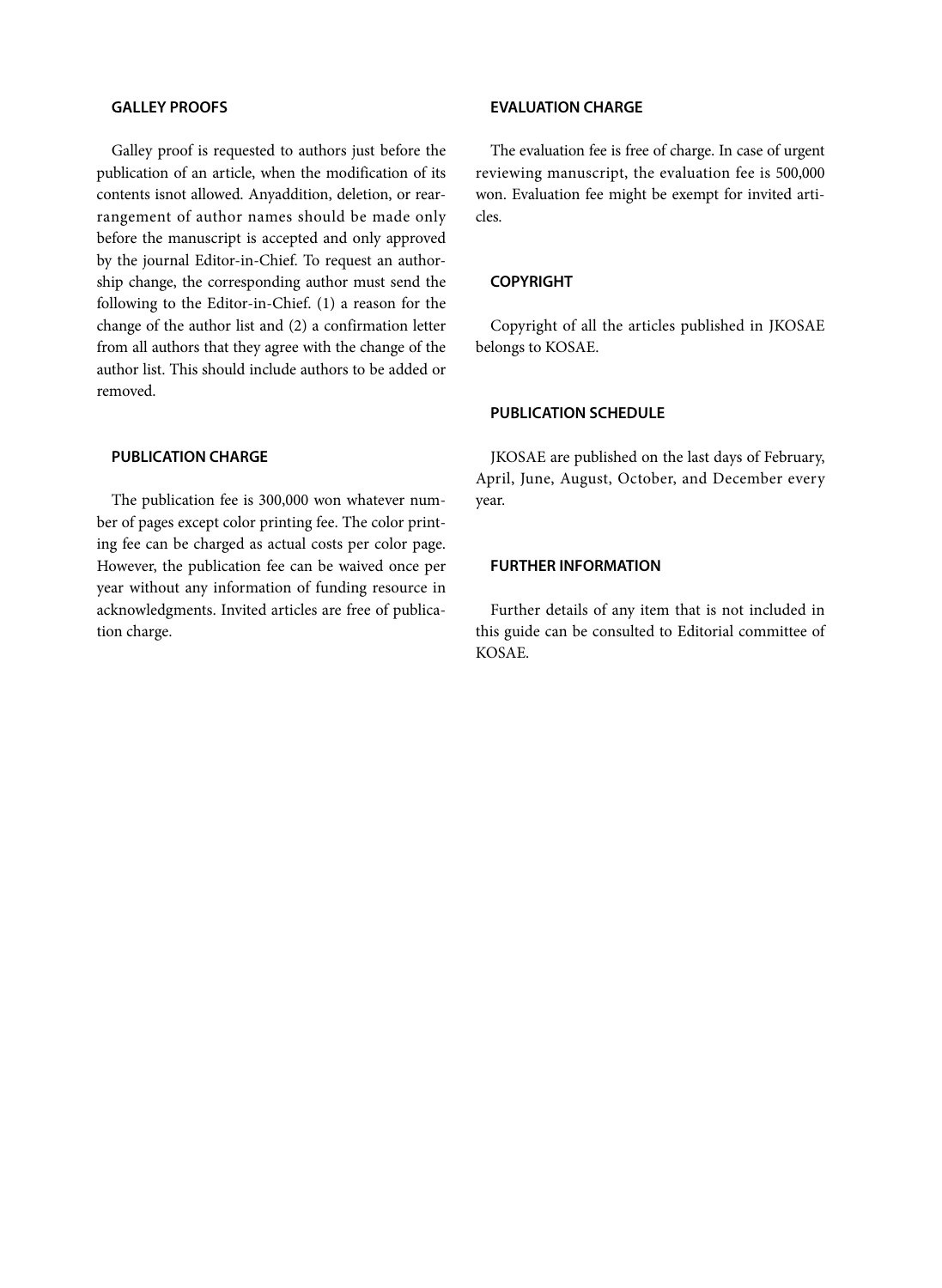## GALLEY PROOFS

Galley proof is requested to authors just before the publication of an article, when the modification of its contents isnot allowed. Anyaddition, deletion, or rearrangement of author names should be made only before the manuscript is accepted and only approved by the journal Editor-in-Chief. To request an authorship change, the corresponding author must send the following to the Editor-in-Chief. (1) a reason for the change of the author list and (2) a confirmation letter from all authors that they agree with the change of the author list. This should include authors to be added or removed.

## PUBLICATION CHARGE

The publication fee is 300,000 won whatever number of pages except color printing fee. The color printing fee can be charged as actual costs per color page. However, the publication fee can be waived once per year without any information of funding resource in acknowledgments. Invited articles are free of publication charge.

## EVALUATION CHARGE

The evaluation fee is free of charge. In case of urgent reviewing manuscript, the evaluation fee is 500,000 won. Evaluation fee might be exempt for invited articles.

## COPYRIGHT

Copyright of all the articles published in JKOSAE belongs to KOSAE.

## PUBLICATION SCHEDULE

JKOSAE are published on the last days of February, April, June, August, October, and December every year.

## FURTHER INFORMATION

Further details of any item that is not included in this guide can be consulted to Editorial committee of KOSAE.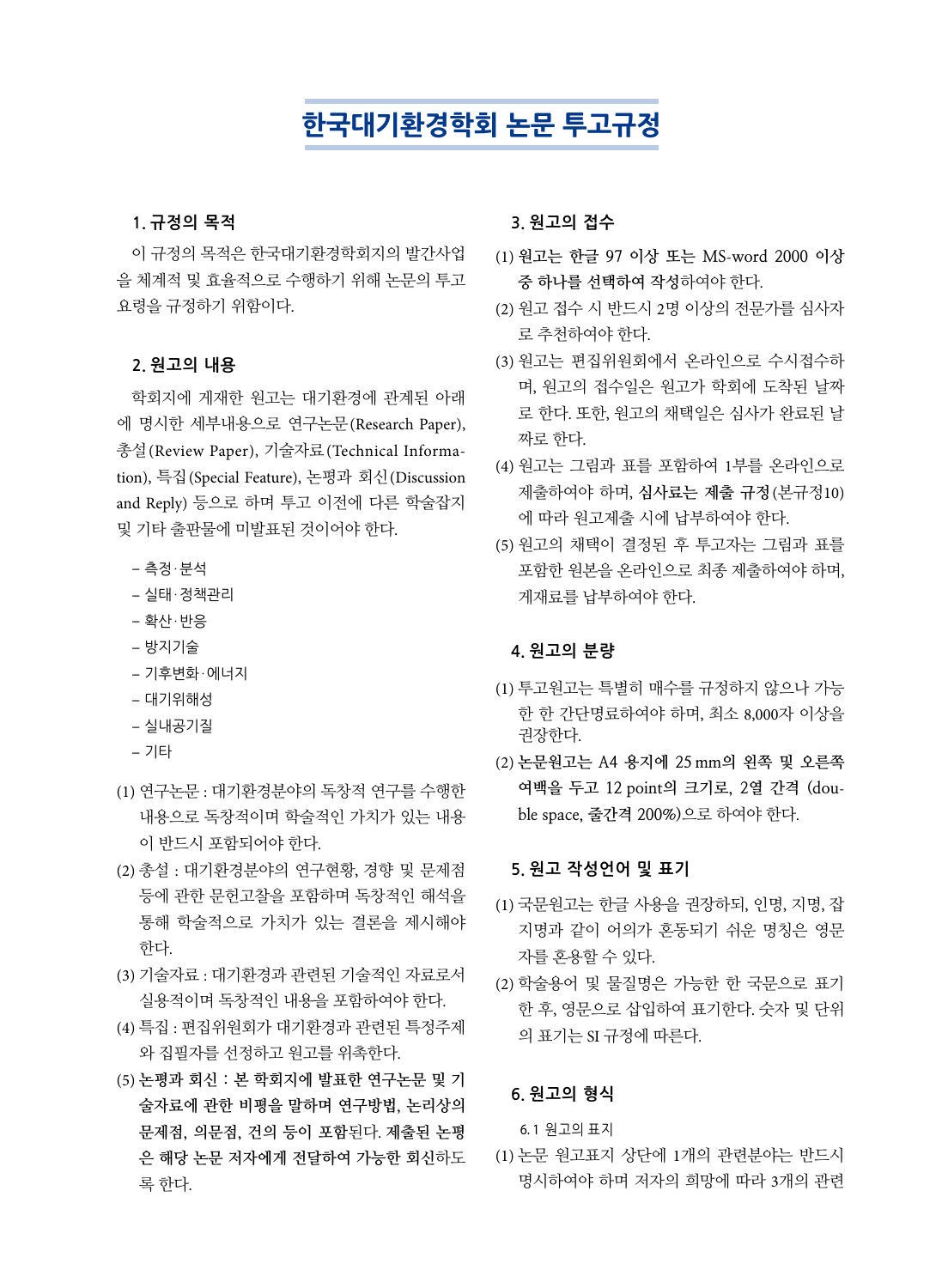# 한국대기환경학회 논문 투고규정

## 1. 규정의 목적

이 규정의 목적은 한국대기환경학회지의 발간사업을 체계적 및 효율적으로 수행하기 위해 논문의 투고 요령을 규정하기 위함이다.

## 2. 원고의 내용

학회지에 게재한 원고는 대기환경에 관계된 아래에 명시한 세부내용으로 연구논문(Research Paper), 총설(Review Paper), 기술자료(Technical Information), 특집(Special Feature), 논평과 회신(Discussion and Reply) 등으로 하며 투고 이전에 다른 학술잡지 및 기타 출판물에 미발표된 것이어야 한다.

- 측정·분석
- 실태·정책관리
- 확산·반응
- 방지기술
- 기후변화·에너지
- 대기위해성
- 실내공기질
- 기타

(1) 연구논문 : 대기환경분야의 독창적 연구를 수행한 내용으로 독창적이며 학술적인 가치가 있는 내용이 반드시 포함되어야 한다.

(2) 총설 : 대기환경분야의 연구현황, 경향 및 문제점 등에 관한 문헌고찰을 포함하며 독창적인 해석을 통해 학술적으로 가치가 있는 결론을 제시해야 한다.

(3) 기술자료 : 대기환경과 관련된 기술적인 자료로서 실용적이며 독창적인 내용을 포함하여야 한다.

(4) 특집 : 편집위원회가 대기환경과 관련된 특정주제와 집필자를 선정하고 원고를 위촉한다.

(5) **논평과 회신 : 본 학회지에 발표한 연구논문 및 기술자료에 관한 비평을 말하며 연구방법, 논리상의 문제점, 의문점, 건의 등이 포함된다. 제출된 논평은 해당 논문 저자에게 전달하여 가능한 회신**하도록 한다.

## 3. 원고의 접수

(1) **원고는 한글 97 이상 또는 MS-word 2000 이상 중 하나를 선택하여 작성**하여야 한다.

(2) 원고 접수 시 반드시 2명 이상의 전문가를 심사자로 추천하여야 한다.

(3) 원고는 편집위원회에서 온라인으로 수시접수하며, 원고의 접수일은 원고가 학회에 도착된 날짜로 한다. 또한, 원고의 채택일은 심사가 완료된 날짜로 한다.

(4) 원고는 그림과 표를 포함하여 1부를 온라인으로 제출하여야 하며, **심사료는 제출 규정**(본규정10)에 따라 원고제출 시에 납부하여야 한다.

(5) 원고의 채택이 결정된 후 투고자는 그림과 표를 포함한 원본을 온라인으로 최종 제출하여야 하며, 게재료를 납부하여야 한다.

## 4. 원고의 분량

(1) 투고원고는 특별히 매수를 규정하지 않으나 가능한 한 간단명료하여야 하며, 최소 8,000자 이상을 권장한다.

(2) **논문원고는 A4 용지에 25 mm의 왼쪽 및 오른쪽 여백을 두고 12 point의 크기로, 2열 간격** (double space, **줄간격** 200%)으로 하여야 한다.

## 5. 원고 작성언어 및 표기

(1) 국문원고는 한글 사용을 권장하되, 인명, 지명, 잡지명과 같이 어의가 혼동되기 쉬운 명칭은 영문자를 혼용할 수 있다.

(2) 학술용어 및 물질명은 가능한 한 국문으로 표기한 후, 영문으로 삽입하여 표기한다. 숫자 및 단위의 표기는 SI 규정에 따른다.

## 6. 원고의 형식

6.1 원고의 표지

(1) 논문 원고표지 상단에 1개의 관련분야는 반드시 명시하여야 하며 저자의 희망에 따라 3개의 관련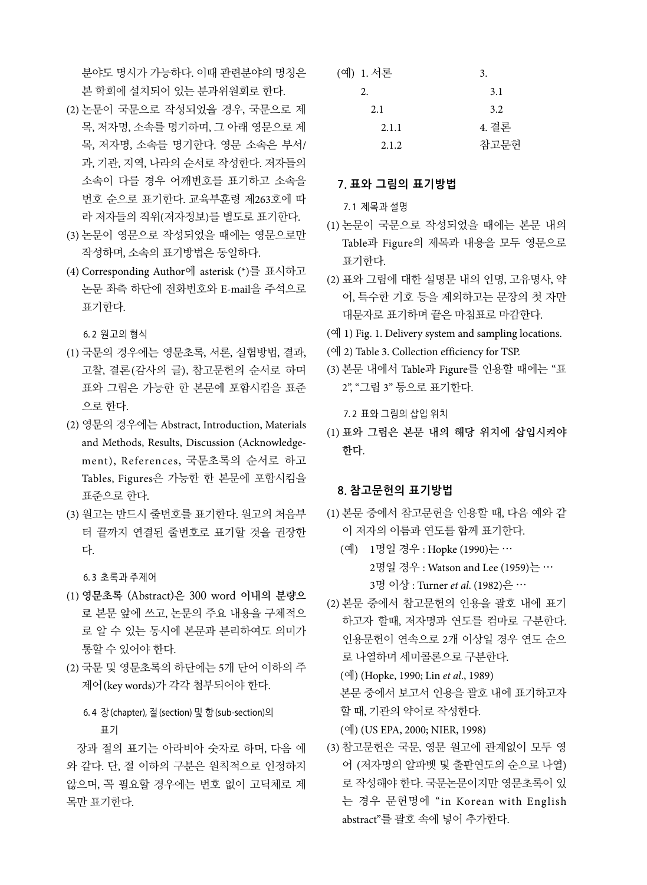분야도 명시가 가능하다. 이때 관련분야의 명칭은 본 학회에 설치되어 있는 분과위원회로 한다.

(2) 논문이 국문으로 작성되었을 경우, 국문으로 제목, 저자명, 소속을 명기하며, 그 아래 영문으로 제목, 저자명, 소속을 명기한다. 영문 소속은 부서/과, 기관, 지역, 나라의 순서로 작성한다. 저자들의 소속이 다를 경우 어깨번호를 표기하고 소속을 번호 순으로 표기한다. 교육부훈령 제263호에 따라 저자들의 직위(저자정보)를 별도로 표기한다.

(3) 논문이 영문으로 작성되었을 때에는 영문으로만 작성하며, 소속의 표기방법은 동일하다.

(4) Corresponding Author에 asterisk (*)를 표시하고 논문 좌측 하단에 전화번호와 E-mail을 주석으로 표기한다.

### 6.2 원고의 형식

(1) 국문의 경우에는 영문초록, 서론, 실험방법, 결과, 고찰, 결론(감사의 글), 참고문헌의 순서로 하며 표와 그림은 가능한 한 본문에 포함시킴을 표준으로 한다.

(2) 영문의 경우에는 Abstract, Introduction, Materials and Methods, Results, Discussion (Acknowledgement), References, 국문초록의 순서로 하고 Tables, Figures은 가능한 한 본문에 포함시킴을 표준으로 한다.

(3) 원고는 반드시 줄번호를 표기한다. 원고의 처음부터 끝까지 연결된 줄번호로 표기할 것을 권장한다.

### 6.3 초록과 주제어

(1) **영문초록** (Abstract)**은** 300 word **이내의 분량으로** 본문 앞에 쓰고, 논문의 주요 내용을 구체적으로 알 수 있는 동시에 본문과 분리하여도 의미가 통할 수 있어야 한다.

(2) 국문 및 영문초록의 하단에는 5개 단어 이하의 주제어(key words)가 각각 첨부되어야 한다.

### 6.4 장 (chapter), 절 (section) 및 항 (sub-section)의 표기

장과 절의 표기는 아라비아 숫자로 하며, 다음 예와 같다. 단, 절 이하의 구분은 원칙적으로 인정하지 않으며, 꼭 필요할 경우에는 번호 없이 고딕체로 제목만 표기한다.

(예) 1. 서론
  2.
    2.1
      2.1.1
      2.1.2
  3.
    3.1
    3.2
  4. 결론
  참고문헌

## 7. 표와 그림의 표기방법

### 7.1 제목과 설명

(1) 논문이 국문으로 작성되었을 때에는 본문 내의 Table과 Figure의 제목과 내용을 모두 영문으로 표기한다.

(2) 표와 그림에 대한 설명문 내의 인명, 고유명사, 약어, 특수한 기호 등을 제외하고는 문장의 첫 자만 대문자로 표기하며 끝은 마침표로 마감한다.

(예 1) Fig. 1. Delivery system and sampling locations.

(예 2) Table 3. Collection efficiency for TSP.

(3) 본문 내에서 Table과 Figure를 인용할 때에는 "표 2", "그림 3" 등으로 표기한다.

### 7.2 표와 그림의 삽입 위치

(1) **표와 그림은 본문 내의 해당 위치에 삽입시켜야 한다.**

## 8. 참고문헌의 표기방법

(1) 본문 중에서 참고문헌을 인용할 때, 다음 예와 같이 저자의 이름과 연도를 함께 표기한다.

(예) 1명일 경우 : Hopke (1990)는 …
  2명일 경우 : Watson and Lee (1959)는 …
  3명 이상 : Turner *et al.* (1982)은 …

(2) 본문 중에서 참고문헌의 인용을 괄호 내에 표기하고자 할때, 저자명과 연도를 컴마로 구분한다. 인용문헌이 연속으로 2개 이상일 경우 연도 순으로 나열하며 세미콜론으로 구분한다.

(예) (Hopke, 1990; Lin *et al*., 1989)

본문 중에서 보고서 인용을 괄호 내에 표기하고자 할 때, 기관의 약어로 작성한다.

(예) (US EPA, 2000; NIER, 1998)

(3) 참고문헌은 국문, 영문 원고에 관계없이 모두 영어 (저자명의 알파벳 및 출판연도의 순으로 나열)로 작성해야 한다. 국문논문이지만 영문초록이 있는 경우 문헌명에 "in Korean with English abstract"를 괄호 속에 넣어 추가한다.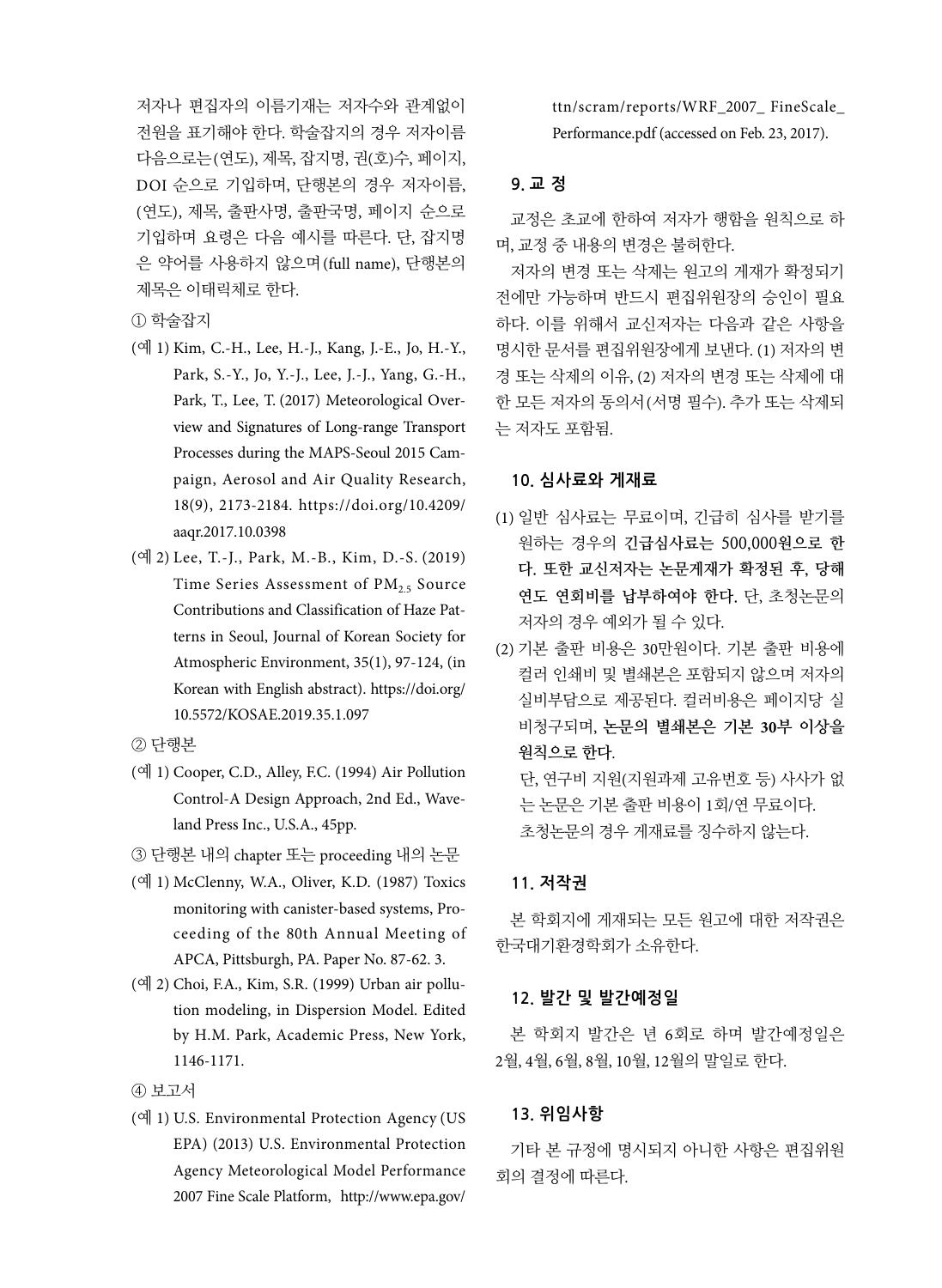저자나 편집자의 이름기재는 저자수와 관계없이 전원을 표기해야 한다. 학술잡지의 경우 저자이름 다음으로는(연도), 제목, 잡지명, 권(호)수, 페이지, DOI 순으로 기입하며, 단행본의 경우 저자이름, (연도), 제목, 출판사명, 출판국명, 페이지 순으로 기입하며 요령은 다음 예시를 따른다. 단, 잡지명은 약어를 사용하지 않으며(full name), 단행본의 제목은 이태릭체로 한다.

① 학술잡지

(예 1) Kim, C.-H., Lee, H.-J., Kang, J.-E., Jo, H.-Y., Park, S.-Y., Jo, Y.-J., Lee, J.-J., Yang, G.-H., Park, T., Lee, T. (2017) Meteorological Overview and Signatures of Long-range Transport Processes during the MAPS-Seoul 2015 Campaign, Aerosol and Air Quality Research, 18(9), 2173-2184. https://doi.org/10.4209/aaqr.2017.10.0398

(예 2) Lee, T.-J., Park, M.-B., Kim, D.-S. (2019) Time Series Assessment of $PM_{2.5}$ Source Contributions and Classification of Haze Patterns in Seoul, Journal of Korean Society for Atmospheric Environment, 35(1), 97-124, (in Korean with English abstract). https://doi.org/10.5572/KOSAE.2019.35.1.097

② 단행본

(예 1) Cooper, C.D., Alley, F.C. (1994) Air Pollution Control-A Design Approach, 2nd Ed., Waveland Press Inc., U.S.A., 45pp.

③ 단행본 내의 chapter 또는 proceeding 내의 논문

(예 1) McClenny, W.A., Oliver, K.D. (1987) Toxics monitoring with canister-based systems, Proceeding of the 80th Annual Meeting of APCA, Pittsburgh, PA. Paper No. 87-62. 3.

(예 2) Choi, F.A., Kim, S.R. (1999) Urban air pollution modeling, in Dispersion Model. Edited by H.M. Park, Academic Press, New York, 1146-1171.

④ 보고서

(예 1) U.S. Environmental Protection Agency (US EPA) (2013) U.S. Environmental Protection Agency Meteorological Model Performance 2007 Fine Scale Platform, http://www.epa.gov/ttn/scram/reports/WRF_2007_ FineScale_Performance.pdf (accessed on Feb. 23, 2017).

## 9. 교 정

교정은 초교에 한하여 저자가 행함을 원칙으로 하며, 교정 중 내용의 변경은 불허한다.

저자의 변경 또는 삭제는 원고의 게재가 확정되기 전에만 가능하며 반드시 편집위원장의 승인이 필요하다. 이를 위해서 교신저자는 다음과 같은 사항을 명시한 문서를 편집위원장에게 보낸다. (1) 저자의 변경 또는 삭제의 이유, (2) 저자의 변경 또는 삭제에 대한 모든 저자의 동의서(서명 필수). 추가 또는 삭제되는 저자도 포함됨.

## 10. 심사료와 게재료

(1) 일반 심사료는 무료이며, 긴급히 심사를 받기를 원하는 경우의 **긴급심사료는 500,000원으로 한다. 또한 교신저자는 논문게재가 확정된 후, 당해 연도 연회비를 납부하여야 한다.** 단, 초청논문의 저자의 경우 예외가 될 수 있다.

(2) 기본 출판 비용은 30만원이다. 기본 출판 비용에 컬러 인쇄비 및 별쇄본은 포함되지 않으며 저자의 실비부담으로 제공된다. 컬러비용은 페이지당 실비청구되며, **논문의 별쇄본은 기본 30부 이상을 원칙으로 한다.**

단, 연구비 지원(지원과제 고유번호 등) 사사가 없는 논문은 기본 출판 비용이 1회/연 무료이다.

초청논문의 경우 게재료를 징수하지 않는다.

## 11. 저작권

본 학회지에 게재되는 모든 원고에 대한 저작권은 한국대기환경학회가 소유한다.

## 12. 발간 및 발간예정일

본 학회지 발간은 년 6회로 하며 발간예정일은 2월, 4월, 6월, 8월, 10월, 12월의 말일로 한다.

## 13. 위임사항

기타 본 규정에 명시되지 아니한 사항은 편집위원회의 결정에 따른다.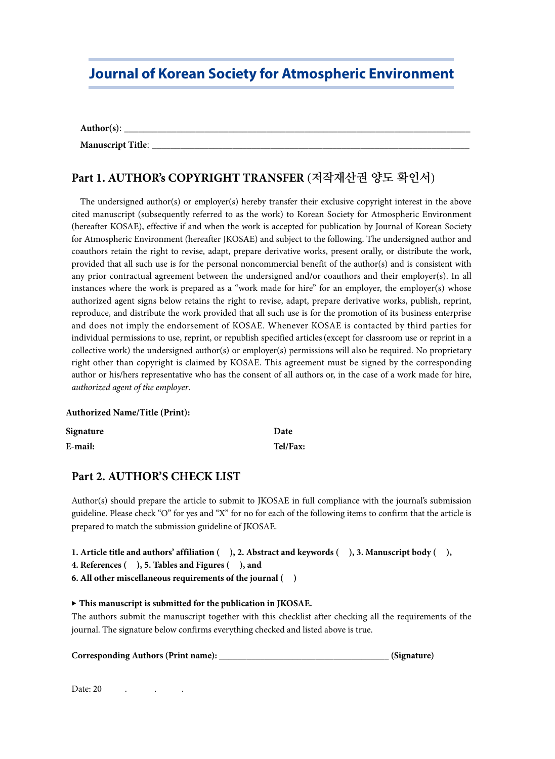# Journal of Korean Society for Atmospheric Environment

**Author(s)**: ______________________________________________________________________________

**Manuscript Title**: ____________________________________________________________________

## Part 1. AUTHOR's COPYRIGHT TRANSFER (저작재산권 양도 확인서)

The undersigned author(s) or employer(s) hereby transfer their exclusive copyright interest in the above cited manuscript (subsequently referred to as the work) to Korean Society for Atmospheric Environment (hereafter KOSAE), effective if and when the work is accepted for publication by Journal of Korean Society for Atmospheric Environment (hereafter JKOSAE) and subject to the following. The undersigned author and coauthors retain the right to revise, adapt, prepare derivative works, present orally, or distribute the work, provided that all such use is for the personal noncommercial benefit of the author(s) and is consistent with any prior contractual agreement between the undersigned and/or coauthors and their employer(s). In all instances where the work is prepared as a "work made for hire" for an employer, the employer(s) whose authorized agent signs below retains the right to revise, adapt, prepare derivative works, publish, reprint, reproduce, and distribute the work provided that all such use is for the promotion of its business enterprise and does not imply the endorsement of KOSAE. Whenever KOSAE is contacted by third parties for individual permissions to use, reprint, or republish specified articles (except for classroom use or reprint in a collective work) the undersigned author(s) or employer(s) permissions will also be required. No proprietary right other than copyright is claimed by KOSAE. This agreement must be signed by the corresponding author or his/hers representative who has the consent of all authors or, in the case of a work made for hire, *authorized agent of the employer*.

**Authorized Name/Title (Print):**

**Signature** **Date**

**E-mail:** **Tel/Fax:**

## Part 2. AUTHOR'S CHECK LIST

Author(s) should prepare the article to submit to JKOSAE in full compliance with the journal's submission guideline. Please check "O" for yes and "X" for no for each of the following items to confirm that the article is prepared to match the submission guideline of JKOSAE.

**1. Article title and authors' affiliation ( ), 2. Abstract and keywords ( ), 3. Manuscript body ( ),**
**4. References ( ), 5. Tables and Figures ( ), and**
**6. All other miscellaneous requirements of the journal ( )**

**▸ This manuscript is submitted for the publication in JKOSAE.**
The authors submit the manuscript together with this checklist after checking all the requirements of the journal. The signature below confirms everything checked and listed above is true.

**Corresponding Authors (Print name):** ____________________________________ **(Signature)**

Date: 20 . . .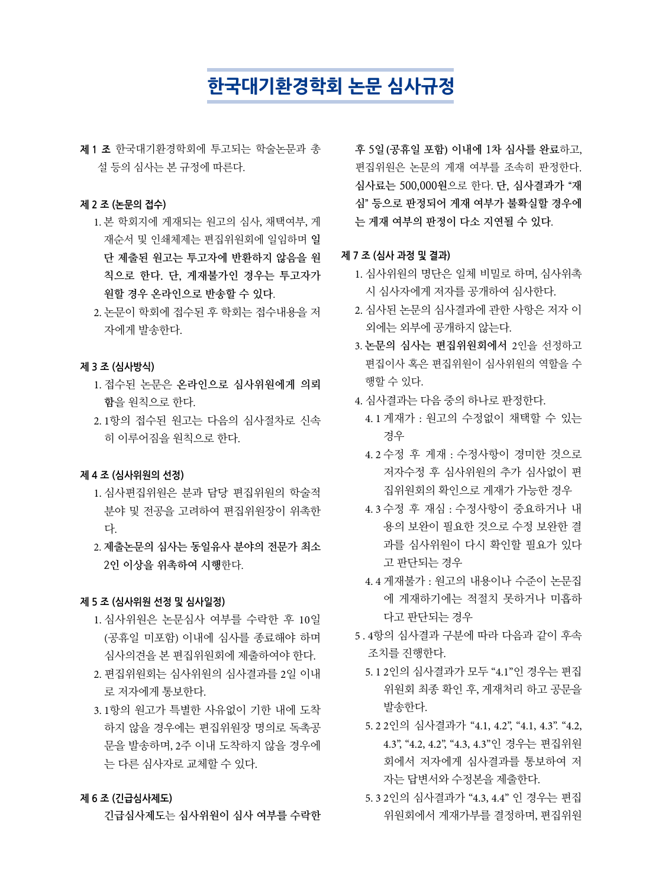# 한국대기환경학회 논문 심사규정

**제 1 조** 한국대기환경학회에 투고되는 학술논문과 총설 등의 심사는 본 규정에 따른다.

**제 2 조 (논문의 접수)**

1. 본 학회지에 게재되는 원고의 심사, 채택여부, 게재순서 및 인쇄체제는 편집위원회에 일임하며 **일단 제출된 원고는 투고자에 반환하지 않음을 원칙으로 한다. 단, 게재불가인 경우는 투고자가 원할 경우 온라인으로 반송할 수 있다.**
2. 논문이 학회에 접수된 후 학회는 접수내용을 저자에게 발송한다.

**제 3 조 (심사방식)**

1. 접수된 논문은 **온라인으로 심사위원에게 의뢰함**을 원칙으로 한다.
2. 1항의 접수된 원고는 다음의 심사절차로 신속히 이루어짐을 원칙으로 한다.

**제 4 조 (심사위원의 선정)**

1. 심사편집위원은 분과 담당 편집위원의 학술적 분야 및 전공을 고려하여 편집위원장이 위촉한다.
2. **제출논문의 심사는 동일유사 분야의 전문가 최소 2인 이상을 위촉하여 시행**한다.

**제 5 조 (심사위원 선정 및 심사일정)**

1. 심사위원은 논문심사 여부를 수락한 후 10일 (공휴일 미포함) 이내에 심사를 종료해야 하며 심사의견을 본 편집위원회에 제출하여야 한다.
2. 편집위원회는 심사위원의 심사결과를 2일 이내로 저자에게 통보한다.
3. 1항의 원고가 특별한 사유없이 기한 내에 도착하지 않을 경우에는 편집위원장 명의로 독촉공문을 발송하며, 2주 이내 도착하지 않을 경우에는 다른 심사자로 교체할 수 있다.

**제 6 조 (긴급심사제도)**

**긴급심사제도**는 **심사위원이 심사 여부를 수락한 후 5일 (공휴일 포함) 이내에 1차 심사를 완료**하고, 편집위원은 논문의 게재 여부를 조속히 판정한다. **심사료는** 500,000원으로 한다. **단, 심사결과가 "재심" 등으로 판정되어 게재 여부가 불확실할 경우에는 게재 여부의 판정이 다소 지연될 수 있다.**

**제 7 조 (심사 과정 및 결과)**

1. 심사위원의 명단은 일체 비밀로 하며, 심사위촉 시 심사자에게 저자를 공개하여 심사한다.
2. 심사된 논문의 심사결과에 관한 사항은 저자 이외에는 외부에 공개하지 않는다.
3. **논문의 심사는 편집위원회에서** 2인을 선정하고 편집이사 혹은 편집위원이 심사위원의 역할을 수행할 수 있다.
4. 심사결과는 다음 중의 하나로 판정한다.
   - 4.1 게재가 : 원고의 수정없이 채택할 수 있는 경우
   - 4.2 수정 후 게재 : 수정사항이 경미한 것으로 저자수정 후 심사위원의 추가 심사없이 편집위원회의 확인으로 게재가 가능한 경우
   - 4.3 수정 후 재심 : 수정사항이 중요하거나 내용의 보완이 필요한 것으로 수정 보완한 결과를 심사위원이 다시 확인할 필요가 있다고 판단되는 경우
   - 4.4 게재불가 : 원고의 내용이나 수준이 논문집에 게재하기에는 적절치 못하거나 미흡하다고 판단되는 경우
5. 4항의 심사결과 구분에 따라 다음과 같이 후속 조치를 진행한다.
   - 5.1 2인의 심사결과가 모두 "4.1"인 경우는 편집위원회 최종 확인 후, 게재처리 하고 공문을 발송한다.
   - 5.2 2인의 심사결과가 "4.1, 4.2", "4.1, 4.3". "4.2, 4.3", "4.2, 4.2", "4.3, 4.3"인 경우는 편집위원회에서 저자에게 심사결과를 통보하여 저자는 답변서와 수정본을 제출한다.
   - 5.3 2인의 심사결과가 "4.3, 4.4" 인 경우는 편집위원회에서 게재가부를 결정하며, 편집위원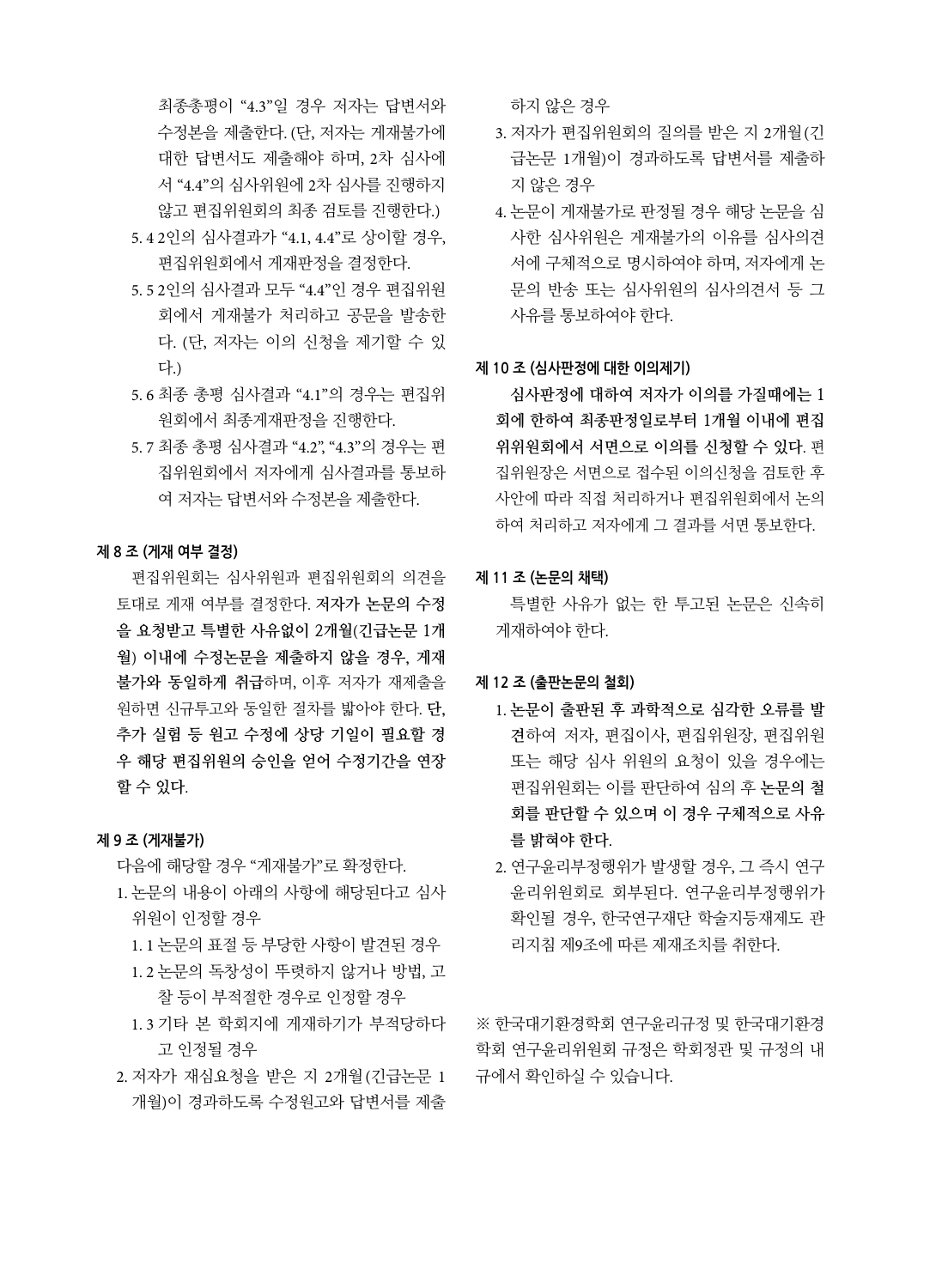최종총평이 “4.3”일 경우 저자는 답변서와 수정본을 제출한다. (단, 저자는 게재불가에 대한 답변서도 제출해야 하며, 2차 심사에서 “4.4”의 심사위원에 2차 심사를 진행하지 않고 편집위원회의 최종 검토를 진행한다.)

5. 4 2인의 심사결과가 “4.1, 4.4”로 상이할 경우, 편집위원회에서 게재판정을 결정한다.

5. 5 2인의 심사결과 모두 “4.4”인 경우 편집위원회에서 게재불가 처리하고 공문을 발송한다. (단, 저자는 이의 신청을 제기할 수 있다.)

5. 6 최종 총평 심사결과 “4.1”의 경우는 편집위원회에서 최종게재판정을 진행한다.

5. 7 최종 총평 심사결과 “4.2”, “4.3”의 경우는 편집위원회에서 저자에게 심사결과를 통보하여 저자는 답변서와 수정본을 제출한다.

**제 8 조 (게재 여부 결정)**

편집위원회는 심사위원과 편집위원회의 의견을 토대로 게재 여부를 결정한다. **저자가 논문의 수정을 요청받고 특별한 사유없이 2개월(긴급논문 1개월) 이내에 수정논문을 제출하지 않을 경우, 게재불가와 동일하게 취급**하며, 이후 저자가 재제출을 원하면 신규투고와 동일한 절차를 밟아야 한다. **단, 추가 실험 등 원고 수정에 상당 기일이 필요할 경우 해당 편집위원의 승인을 얻어 수정기간을 연장할 수 있다.**

**제 9 조 (게재불가)**

다음에 해당할 경우 “게재불가”로 확정한다.

1. 논문의 내용이 아래의 사항에 해당된다고 심사위원이 인정할 경우
   1. 1 논문의 표절 등 부당한 사항이 발견된 경우
   1. 2 논문의 독창성이 뚜렷하지 않거나 방법, 고찰 등이 부적절한 경우로 인정할 경우
   1. 3 기타 본 학회지에 게재하기가 부적당하다고 인정될 경우
2. 저자가 재심요청을 받은 지 2개월(긴급논문 1개월)이 경과하도록 수정원고와 답변서를 제출하지 않은 경우
3. 저자가 편집위원회의 질의를 받은 지 2개월(긴급논문 1개월)이 경과하도록 답변서를 제출하지 않은 경우
4. 논문이 게재불가로 판정될 경우 해당 논문을 심사한 심사위원은 게재불가의 이유를 심사의견서에 구체적으로 명시하여야 하며, 저자에게 논문의 반송 또는 심사위원의 심사의견서 등 그 사유를 통보하여야 한다.

**제 10 조 (심사판정에 대한 이의제기)**

**심사판정에 대하여 저자가 이의를 가질때에는 1회에 한하여 최종판정일로부터 1개월 이내에 편집위원회에서 서면으로 이의를 신청할 수 있다.** 편집위원장은 서면으로 접수된 이의신청을 검토한 후 사안에 따라 직접 처리하거나 편집위원회에서 논의하여 처리하고 저자에게 그 결과를 서면 통보한다.

**제 11 조 (논문의 채택)**

특별한 사유가 없는 한 투고된 논문은 신속히 게재하여야 한다.

**제 12 조 (출판논문의 철회)**

1. **논문이 출판된 후 과학적으로 심각한 오류를 발견**하여 저자, 편집이사, 편집위원장, 편집위원 또는 해당 심사 위원의 요청이 있을 경우에는 편집위원회는 이를 판단하여 심의 후 **논문의 철회를 판단할 수 있으며 이 경우 구체적으로 사유를 밝혀야 한다.**
2. 연구윤리부정행위가 발생할 경우, 그 즉시 연구윤리위원회로 회부된다. 연구윤리부정행위가 확인될 경우, 한국연구재단 학술지등재제도 관리지침 제9조에 따른 제재조치를 취한다.

※ 한국대기환경학회 연구윤리규정 및 한국대기환경학회 연구윤리위원회 규정은 학회정관 및 규정의 내규에서 확인하실 수 있습니다.